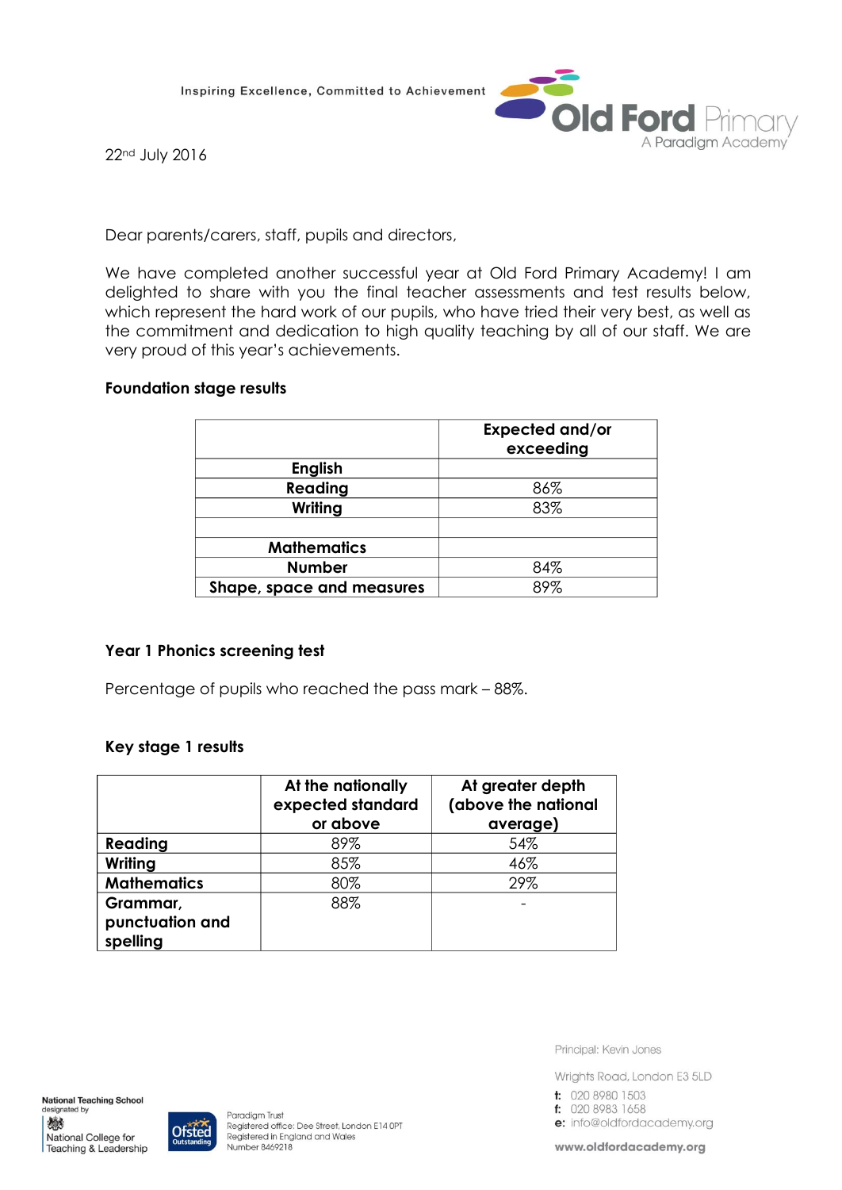Inspiring Excellence, Committed to Achievement

Old Ford Primary
A Paradigm Academy

22nd July 2016

Dear parents/carers, staff, pupils and directors,

We have completed another successful year at Old Ford Primary Academy! I am delighted to share with you the final teacher assessments and test results below, which represent the hard work of our pupils, who have tried their very best, as well as the commitment and dedication to high quality teaching by all of our staff. We are very proud of this year's achievements.

**Foundation stage results**

| | Expected and/or exceeding |
|---|---|
| **English** | |
| **Reading** | 86% |
| **Writing** | 83% |
| | |
| **Mathematics** | |
| **Number** | 84% |
| **Shape, space and measures** | 89% |

**Year 1 Phonics screening test**

Percentage of pupils who reached the pass mark – 88%.

**Key stage 1 results**

| | At the nationally expected standard or above | At greater depth (above the national average) |
|---|---|---|
| **Reading** | 89% | 54% |
| **Writing** | 85% | 46% |
| **Mathematics** | 80% | 29% |
| **Grammar, punctuation and spelling** | 88% | - |

Principal: Kevin Jones

Wrights Road, London E3 5LD

t: 020 8980 1503
f: 020 8983 1658
e: info@oldfordacademy.org

www.oldfordacademy.org

National Teaching School designated by National College for Teaching & Leadership

Ofsted Outstanding

Paradigm Trust
Registered office: Dee Street, London E14 0PT
Registered in England and Wales
Number 8469218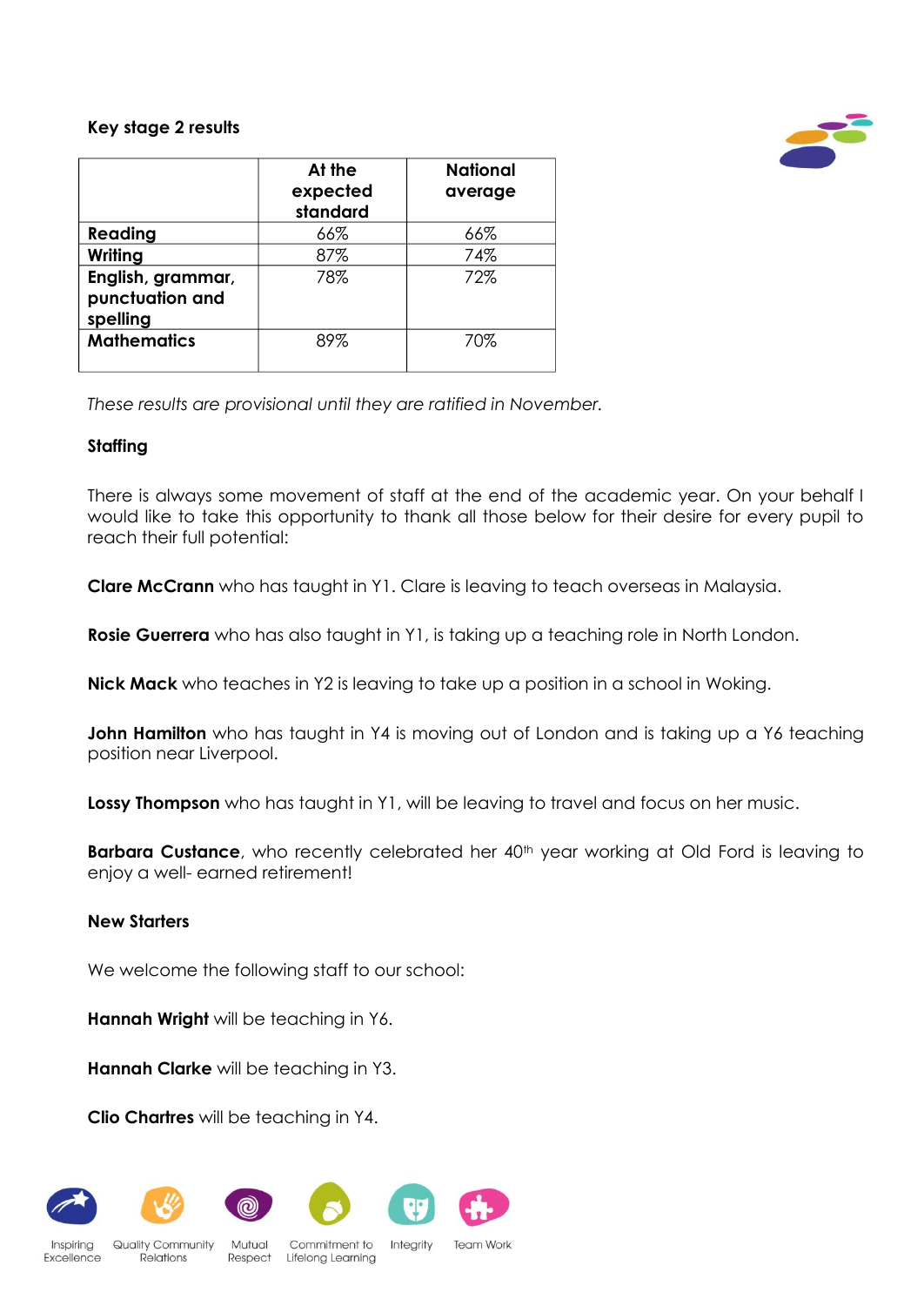**Key stage 2 results**

| | At the expected standard | National average |
|---|---|---|
| **Reading** | 66% | 66% |
| **Writing** | 87% | 74% |
| **English, grammar, punctuation and spelling** | 78% | 72% |
| **Mathematics** | 89% | 70% |

*These results are provisional until they are ratified in November.*

**Staffing**

There is always some movement of staff at the end of the academic year. On your behalf I would like to take this opportunity to thank all those below for their desire for every pupil to reach their full potential:

**Clare McCrann** who has taught in Y1. Clare is leaving to teach overseas in Malaysia.

**Rosie Guerrera** who has also taught in Y1, is taking up a teaching role in North London.

**Nick Mack** who teaches in Y2 is leaving to take up a position in a school in Woking.

**John Hamilton** who has taught in Y4 is moving out of London and is taking up a Y6 teaching position near Liverpool.

**Lossy Thompson** who has taught in Y1, will be leaving to travel and focus on her music.

**Barbara Custance**, who recently celebrated her 40th year working at Old Ford is leaving to enjoy a well- earned retirement!

**New Starters**

We welcome the following staff to our school:

**Hannah Wright** will be teaching in Y6.

**Hannah Clarke** will be teaching in Y3.

**Clio Chartres** will be teaching in Y4.

Inspiring Excellence · Quality Community Relations · Mutual Respect · Commitment to Lifelong Learning · Integrity · Team Work